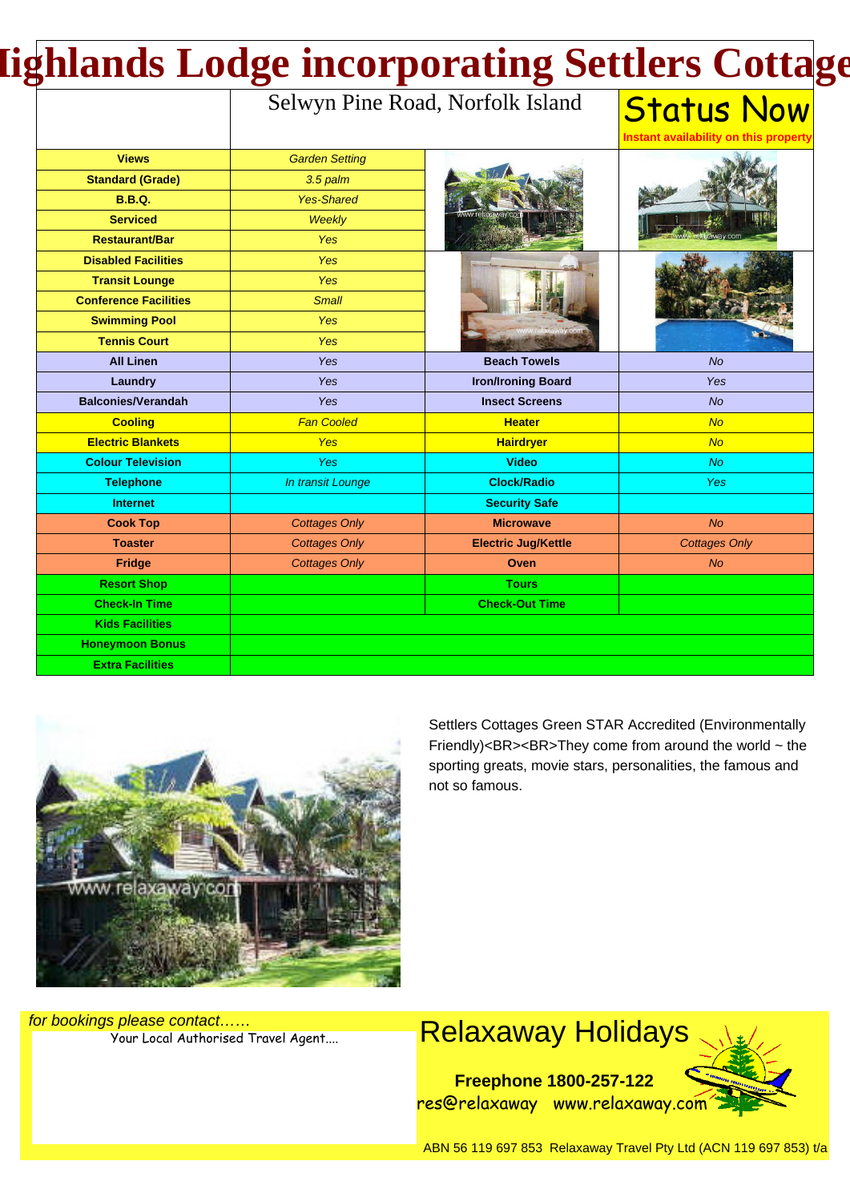# Highlands Lodge incorporating Settlers Cottages

Selwyn Pine Road, Norfolk Island

**Status Now**

Instant availability on this property

| | | | |
|---|---|---|---|
| **Views** | Garden Setting | | |
| **Standard (Grade)** | 3.5 palm | | |
| **B.B.Q.** | Yes-Shared | | |
| **Serviced** | Weekly | | |
| **Restaurant/Bar** | Yes | | |
| **Disabled Facilities** | Yes | | |
| **Transit Lounge** | Yes | | |
| **Conference Facilities** | Small | | |
| **Swimming Pool** | Yes | | |
| **Tennis Court** | Yes | | |
| **All Linen** | Yes | **Beach Towels** | No |
| **Laundry** | Yes | **Iron/Ironing Board** | Yes |
| **Balconies/Verandah** | Yes | **Insect Screens** | No |
| **Cooling** | Fan Cooled | **Heater** | No |
| **Electric Blankets** | Yes | **Hairdryer** | No |
| **Colour Television** | Yes | **Video** | No |
| **Telephone** | In transit Lounge | **Clock/Radio** | Yes |
| **Internet** | | **Security Safe** | |
| **Cook Top** | Cottages Only | **Microwave** | No |
| **Toaster** | Cottages Only | **Electric Jug/Kettle** | Cottages Only |
| **Fridge** | Cottages Only | **Oven** | No |
| **Resort Shop** | | **Tours** | |
| **Check-In Time** | | **Check-Out Time** | |
| **Kids Facilities** | | | |
| **Honeymoon Bonus** | | | |
| **Extra Facilities** | | | |

Settlers Cottages Green STAR Accredited (Environmentally Friendly)<BR><BR>They come from around the world ~ the sporting greats, movie stars, personalities, the famous and not so famous.

*for bookings please contact……*

Your Local Authorised Travel Agent....

## Relaxaway Holidays

**Freephone 1800-257-122**

res@relaxaway www.relaxaway.com

ABN 56 119 697 853 Relaxaway Travel Pty Ltd (ACN 119 697 853) t/a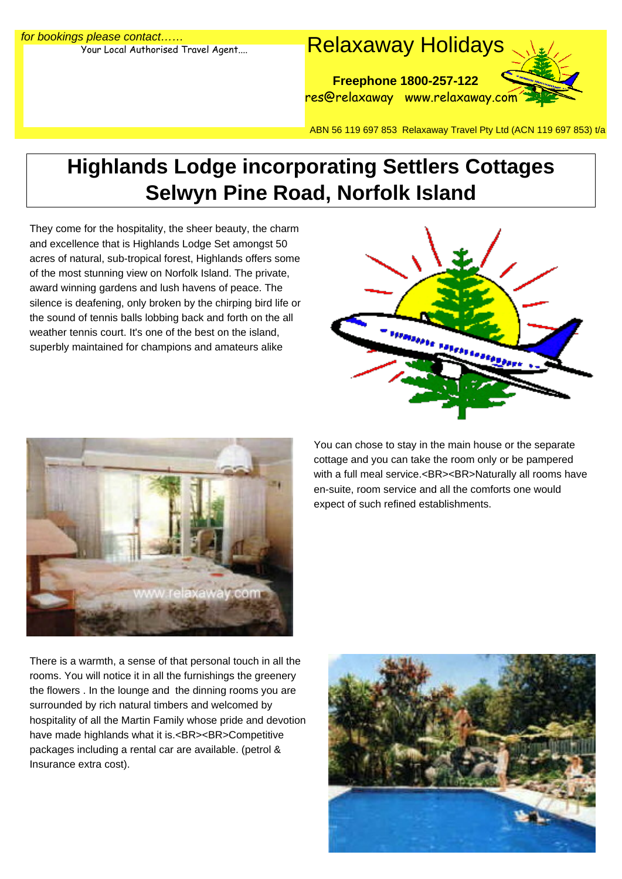*for bookings please contact……*

Your Local Authorised Travel Agent....

Relaxaway Holidays

**Freephone 1800-257-122**

res@relaxaway www.relaxaway.com

ABN 56 119 697 853 Relaxaway Travel Pty Ltd (ACN 119 697 853) t/a

# Highlands Lodge incorporating Settlers Cottages Selwyn Pine Road, Norfolk Island

They come for the hospitality, the sheer beauty, the charm and excellence that is Highlands Lodge Set amongst 50 acres of natural, sub-tropical forest, Highlands offers some of the most stunning view on Norfolk Island. The private, award winning gardens and lush havens of peace. The silence is deafening, only broken by the chirping bird life or the sound of tennis balls lobbing back and forth on the all weather tennis court. It's one of the best on the island, superbly maintained for champions and amateurs alike

You can chose to stay in the main house or the separate cottage and you can take the room only or be pampered with a full meal service.<BR><BR>Naturally all rooms have en-suite, room service and all the comforts one would expect of such refined establishments.

There is a warmth, a sense of that personal touch in all the rooms. You will notice it in all the furnishings the greenery the flowers . In the lounge and the dinning rooms you are surrounded by rich natural timbers and welcomed by hospitality of all the Martin Family whose pride and devotion have made highlands what it is.<BR><BR>Competitive packages including a rental car are available. (petrol & Insurance extra cost).